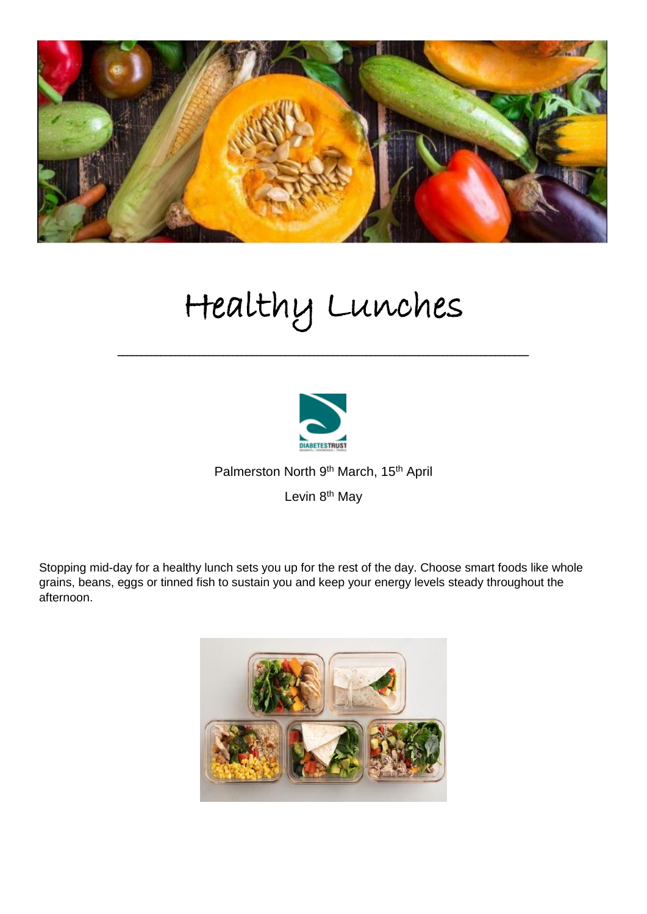# Healthy Lunches

Palmerston North 9th March, 15th April

Levin 8th May

Stopping mid-day for a healthy lunch sets you up for the rest of the day. Choose smart foods like whole grains, beans, eggs or tinned fish to sustain you and keep your energy levels steady throughout the afternoon.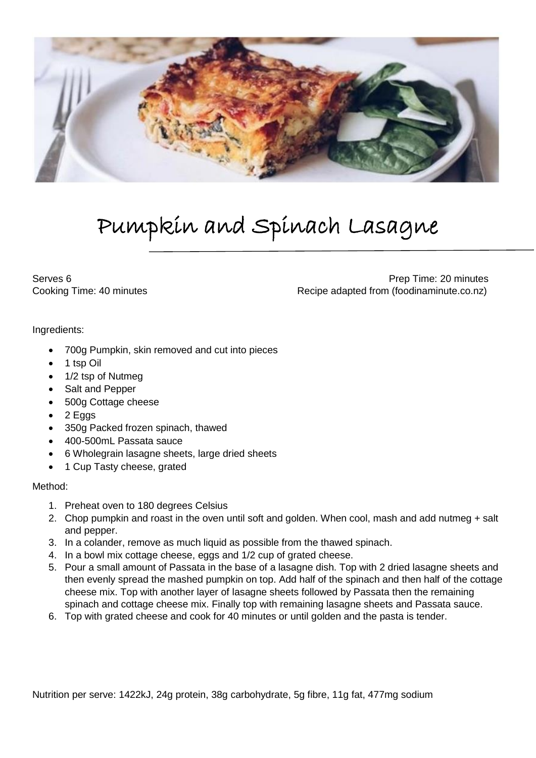# Pumpkin and Spinach Lasagne

Serves 6

Prep Time: 20 minutes

Cooking Time: 40 minutes

Recipe adapted from (foodinaminute.co.nz)

Ingredients:

- 700g Pumpkin, skin removed and cut into pieces
- 1 tsp Oil
- 1/2 tsp of Nutmeg
- Salt and Pepper
- 500g Cottage cheese
- 2 Eggs
- 350g Packed frozen spinach, thawed
- 400-500mL Passata sauce
- 6 Wholegrain lasagne sheets, large dried sheets
- 1 Cup Tasty cheese, grated

Method:

1. Preheat oven to 180 degrees Celsius
2. Chop pumpkin and roast in the oven until soft and golden. When cool, mash and add nutmeg + salt and pepper.
3. In a colander, remove as much liquid as possible from the thawed spinach.
4. In a bowl mix cottage cheese, eggs and 1/2 cup of grated cheese.
5. Pour a small amount of Passata in the base of a lasagne dish. Top with 2 dried lasagne sheets and then evenly spread the mashed pumpkin on top. Add half of the spinach and then half of the cottage cheese mix. Top with another layer of lasagne sheets followed by Passata then the remaining spinach and cottage cheese mix. Finally top with remaining lasagne sheets and Passata sauce.
6. Top with grated cheese and cook for 40 minutes or until golden and the pasta is tender.

Nutrition per serve: 1422kJ, 24g protein, 38g carbohydrate, 5g fibre, 11g fat, 477mg sodium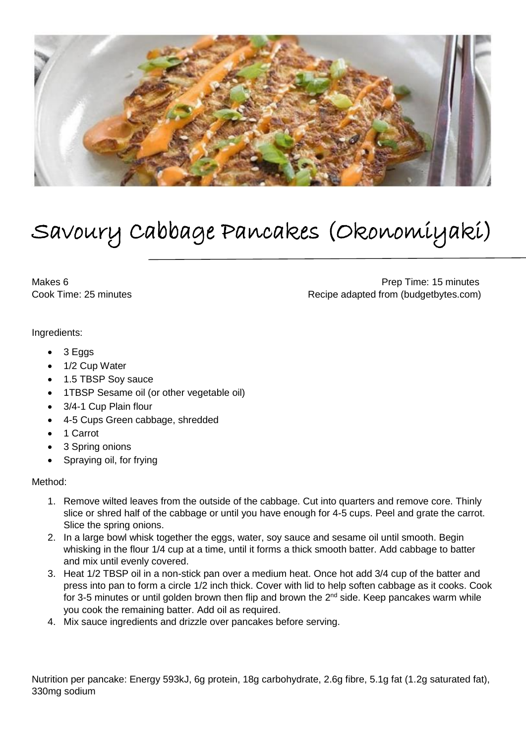# Savoury Cabbage Pancakes (Okonomiyaki)

Makes 6 | Prep Time: 15 minutes
Cook Time: 25 minutes | Recipe adapted from (budgetbytes.com)

Ingredients:

- 3 Eggs
- 1/2 Cup Water
- 1.5 TBSP Soy sauce
- 1TBSP Sesame oil (or other vegetable oil)
- 3/4-1 Cup Plain flour
- 4-5 Cups Green cabbage, shredded
- 1 Carrot
- 3 Spring onions
- Spraying oil, for frying

Method:

1. Remove wilted leaves from the outside of the cabbage. Cut into quarters and remove core. Thinly slice or shred half of the cabbage or until you have enough for 4-5 cups. Peel and grate the carrot. Slice the spring onions.
2. In a large bowl whisk together the eggs, water, soy sauce and sesame oil until smooth. Begin whisking in the flour 1/4 cup at a time, until it forms a thick smooth batter. Add cabbage to batter and mix until evenly covered.
3. Heat 1/2 TBSP oil in a non-stick pan over a medium heat. Once hot add 3/4 cup of the batter and press into pan to form a circle 1/2 inch thick. Cover with lid to help soften cabbage as it cooks. Cook for 3-5 minutes or until golden brown then flip and brown the 2nd side. Keep pancakes warm while you cook the remaining batter. Add oil as required.
4. Mix sauce ingredients and drizzle over pancakes before serving.

Nutrition per pancake: Energy 593kJ, 6g protein, 18g carbohydrate, 2.6g fibre, 5.1g fat (1.2g saturated fat), 330mg sodium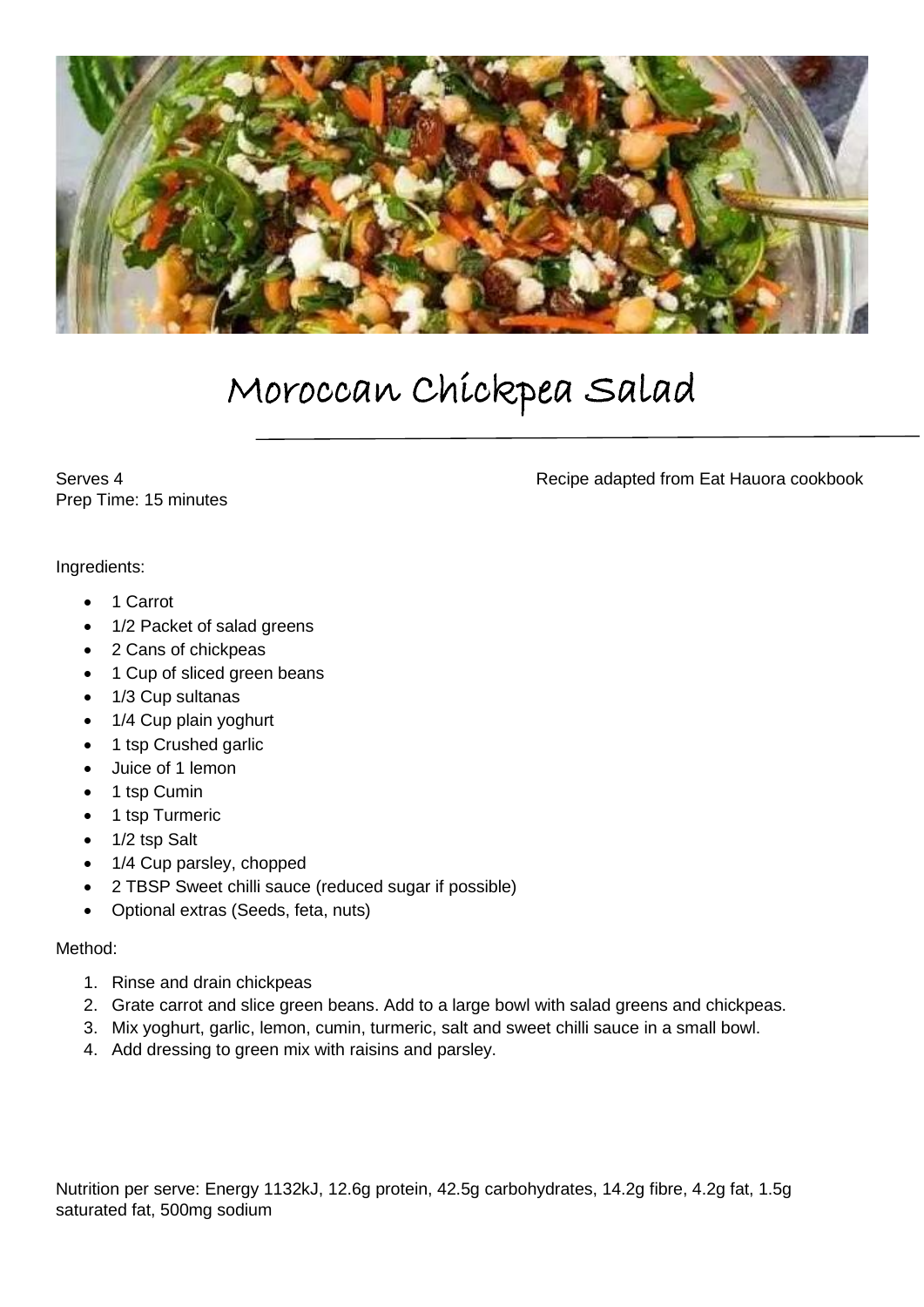# Moroccan Chickpea Salad

Serves 4
Prep Time: 15 minutes

Recipe adapted from Eat Hauora cookbook

Ingredients:

- 1 Carrot
- 1/2 Packet of salad greens
- 2 Cans of chickpeas
- 1 Cup of sliced green beans
- 1/3 Cup sultanas
- 1/4 Cup plain yoghurt
- 1 tsp Crushed garlic
- Juice of 1 lemon
- 1 tsp Cumin
- 1 tsp Turmeric
- 1/2 tsp Salt
- 1/4 Cup parsley, chopped
- 2 TBSP Sweet chilli sauce (reduced sugar if possible)
- Optional extras (Seeds, feta, nuts)

Method:

1. Rinse and drain chickpeas
2. Grate carrot and slice green beans. Add to a large bowl with salad greens and chickpeas.
3. Mix yoghurt, garlic, lemon, cumin, turmeric, salt and sweet chilli sauce in a small bowl.
4. Add dressing to green mix with raisins and parsley.

Nutrition per serve: Energy 1132kJ, 12.6g protein, 42.5g carbohydrates, 14.2g fibre, 4.2g fat, 1.5g saturated fat, 500mg sodium